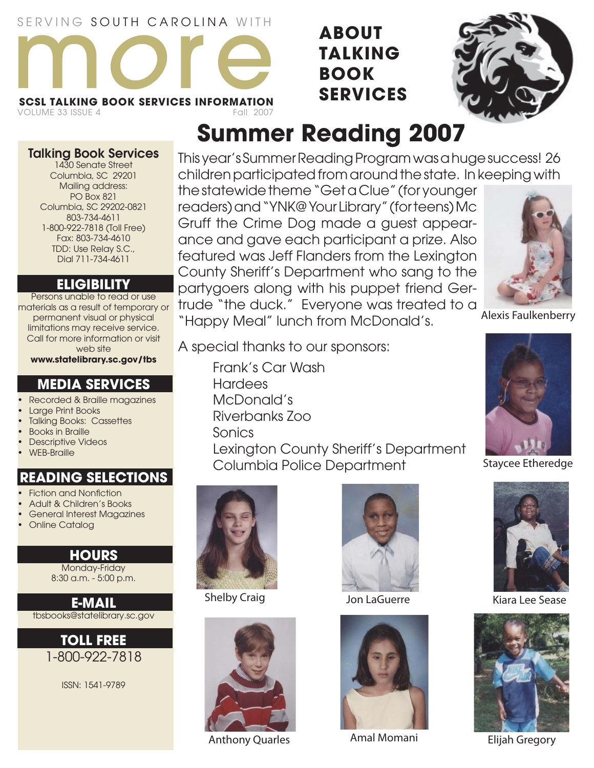SERVING SOUTH CAROLINA WITH

# more

**SCSL TALKING BOOK SERVICES INFORMATION**

VOLUME 33 ISSUE 4 Fall 2007

**ABOUT TALKING BOOK SERVICES**

## Summer Reading 2007

This year's Summer Reading Program was a huge success! 26 children participated from around the state. In keeping with the statewide theme "Get a Clue" (for younger readers) and "YNK@ Your Library" (for teens) Mc Gruff the Crime Dog made a guest appearance and gave each participant a prize. Also featured was Jeff Flanders from the Lexington County Sheriff's Department who sang to the partygoers along with his puppet friend Gertrude "the duck." Everyone was treated to a "Happy Meal" lunch from McDonald's.

A special thanks to our sponsors:

Frank's Car Wash
Hardees
McDonald's
Riverbanks Zoo
Sonics
Lexington County Sheriff's Department
Columbia Police Department

Alexis Faulkenberry

Staycee Etheredge

Shelby Craig

Jon LaGuerre

Kiara Lee Sease

Anthony Quarles

Amal Momani

Elijah Gregory

### Talking Book Services

1430 Senate Street
Columbia, SC 29201
Mailing address:
PO Box 821
Columbia, SC 29202-0821
803-734-4611
1-800-922-7818 (Toll Free)
Fax: 803-734-4610
TDD: Use Relay S.C.,
Dial 711-734-4611

### ELIGIBILITY

Persons unable to read or use materials as a result of temporary or permanent visual or physical limitations may receive service. Call for more information or visit web site **www.statelibrary.sc.gov/tbs**

### MEDIA SERVICES

- Recorded & Braille magazines
- Large Print Books
- Talking Books: Cassettes
- Books in Braille
- Descriptive Videos
- WEB-Braille

### READING SELECTIONS

- Fiction and Nonfiction
- Adult & Children's Books
- General Interest Magazines
- Online Catalog

### HOURS

Monday-Friday
8:30 a.m. - 5:00 p.m.

### E-MAIL

tbsbooks@statelibrary.sc.gov

### TOLL FREE

1-800-922-7818

ISSN: 1541-9789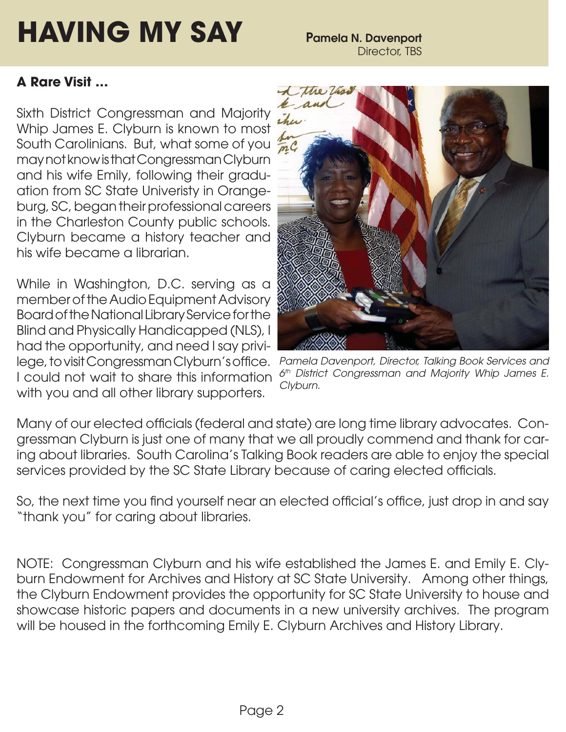# HAVING MY SAY

**Pamela N. Davenport**
Director, TBS

### A Rare Visit …

Sixth District Congressman and Majority Whip James E. Clyburn is known to most South Carolinians. But, what some of you may not know is that Congressman Clyburn and his wife Emily, following their graduation from SC State Univeristy in Orangeburg, SC, began their professional careers in the Charleston County public schools. Clyburn became a history teacher and his wife became a librarian.

While in Washington, D.C. serving as a member of the Audio Equipment Advisory Board of the National Library Service for the Blind and Physically Handicapped (NLS), I had the opportunity, and need I say privilege, to visit Congressman Clyburn's office. I could not wait to share this information with you and all other library supporters.

*Pamela Davenport, Director, Talking Book Services and 6th District Congressman and Majority Whip James E. Clyburn.*

Many of our elected officials (federal and state) are long time library advocates. Congressman Clyburn is just one of many that we all proudly commend and thank for caring about libraries. South Carolina's Talking Book readers are able to enjoy the special services provided by the SC State Library because of caring elected officials.

So, the next time you find yourself near an elected official's office, just drop in and say "thank you" for caring about libraries.

NOTE: Congressman Clyburn and his wife established the James E. and Emily E. Clyburn Endowment for Archives and History at SC State University. Among other things, the Clyburn Endowment provides the opportunity for SC State University to house and showcase historic papers and documents in a new university archives. The program will be housed in the forthcoming Emily E. Clyburn Archives and History Library.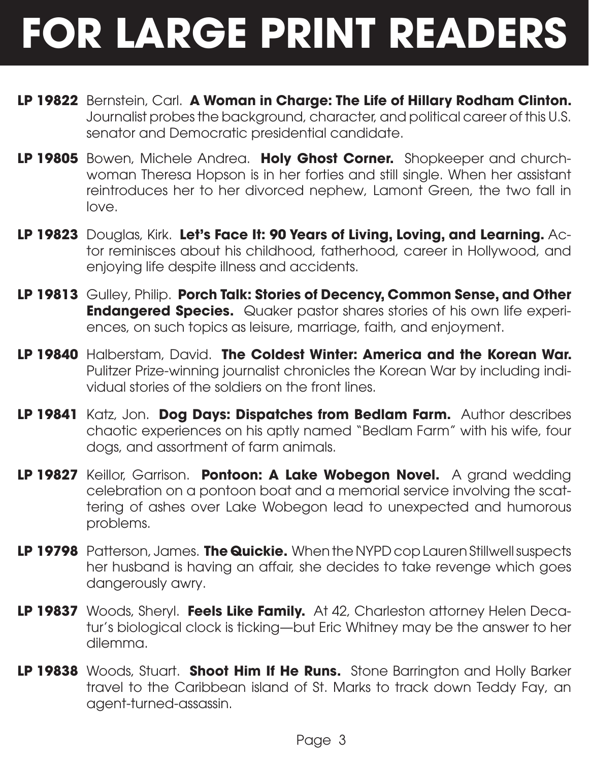# FOR LARGE PRINT READERS

**LP 19822** Bernstein, Carl. **A Woman in Charge: The Life of Hillary Rodham Clinton.** Journalist probes the background, character, and political career of this U.S. senator and Democratic presidential candidate.

**LP 19805** Bowen, Michele Andrea. **Holy Ghost Corner.** Shopkeeper and churchwoman Theresa Hopson is in her forties and still single. When her assistant reintroduces her to her divorced nephew, Lamont Green, the two fall in love.

**LP 19823** Douglas, Kirk. **Let's Face It: 90 Years of Living, Loving, and Learning.** Actor reminisces about his childhood, fatherhood, career in Hollywood, and enjoying life despite illness and accidents.

**LP 19813** Gulley, Philip. **Porch Talk: Stories of Decency, Common Sense, and Other Endangered Species.** Quaker pastor shares stories of his own life experiences, on such topics as leisure, marriage, faith, and enjoyment.

**LP 19840** Halberstam, David. **The Coldest Winter: America and the Korean War.** Pulitzer Prize-winning journalist chronicles the Korean War by including individual stories of the soldiers on the front lines.

**LP 19841** Katz, Jon. **Dog Days: Dispatches from Bedlam Farm.** Author describes chaotic experiences on his aptly named "Bedlam Farm" with his wife, four dogs, and assortment of farm animals.

**LP 19827** Keillor, Garrison. **Pontoon: A Lake Wobegon Novel.** A grand wedding celebration on a pontoon boat and a memorial service involving the scattering of ashes over Lake Wobegon lead to unexpected and humorous problems.

**LP 19798** Patterson, James. **The Quickie.** When the NYPD cop Lauren Stillwell suspects her husband is having an affair, she decides to take revenge which goes dangerously awry.

**LP 19837** Woods, Sheryl. **Feels Like Family.** At 42, Charleston attorney Helen Decatur's biological clock is ticking—but Eric Whitney may be the answer to her dilemma.

**LP 19838** Woods, Stuart. **Shoot Him If He Runs.** Stone Barrington and Holly Barker travel to the Caribbean island of St. Marks to track down Teddy Fay, an agent-turned-assassin.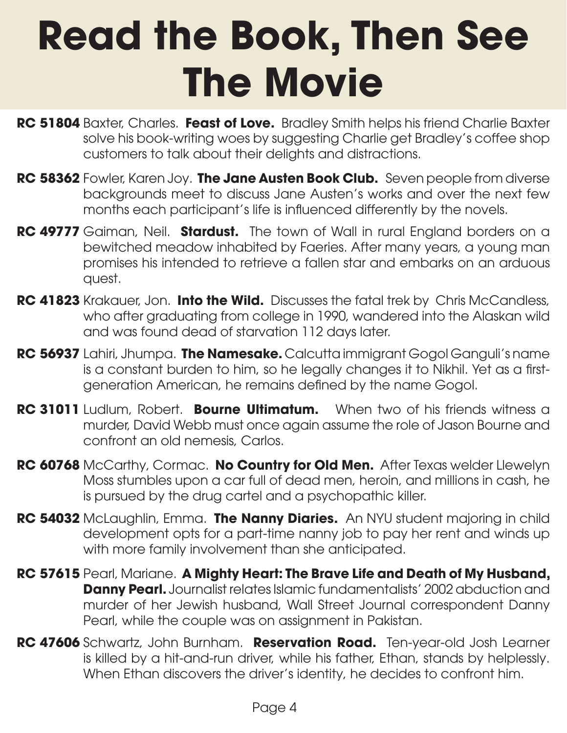# Read the Book, Then See The Movie

**RC 51804** Baxter, Charles. **Feast of Love.** Bradley Smith helps his friend Charlie Baxter solve his book-writing woes by suggesting Charlie get Bradley's coffee shop customers to talk about their delights and distractions.

**RC 58362** Fowler, Karen Joy. **The Jane Austen Book Club.** Seven people from diverse backgrounds meet to discuss Jane Austen's works and over the next few months each participant's life is influenced differently by the novels.

**RC 49777** Gaiman, Neil. **Stardust.** The town of Wall in rural England borders on a bewitched meadow inhabited by Faeries. After many years, a young man promises his intended to retrieve a fallen star and embarks on an arduous quest.

**RC 41823** Krakauer, Jon. **Into the Wild.** Discusses the fatal trek by Chris McCandless, who after graduating from college in 1990, wandered into the Alaskan wild and was found dead of starvation 112 days later.

**RC 56937** Lahiri, Jhumpa. **The Namesake.** Calcutta immigrant Gogol Ganguli's name is a constant burden to him, so he legally changes it to Nikhil. Yet as a first-generation American, he remains defined by the name Gogol.

**RC 31011** Ludlum, Robert. **Bourne Ultimatum.** When two of his friends witness a murder, David Webb must once again assume the role of Jason Bourne and confront an old nemesis, Carlos.

**RC 60768** McCarthy, Cormac. **No Country for Old Men.** After Texas welder Llewelyn Moss stumbles upon a car full of dead men, heroin, and millions in cash, he is pursued by the drug cartel and a psychopathic killer.

**RC 54032** McLaughlin, Emma. **The Nanny Diaries.** An NYU student majoring in child development opts for a part-time nanny job to pay her rent and winds up with more family involvement than she anticipated.

**RC 57615** Pearl, Mariane. **A Mighty Heart: The Brave Life and Death of My Husband, Danny Pearl.** Journalist relates Islamic fundamentalists' 2002 abduction and murder of her Jewish husband, Wall Street Journal correspondent Danny Pearl, while the couple was on assignment in Pakistan.

**RC 47606** Schwartz, John Burnham. **Reservation Road.** Ten-year-old Josh Learner is killed by a hit-and-run driver, while his father, Ethan, stands by helplessly. When Ethan discovers the driver's identity, he decides to confront him.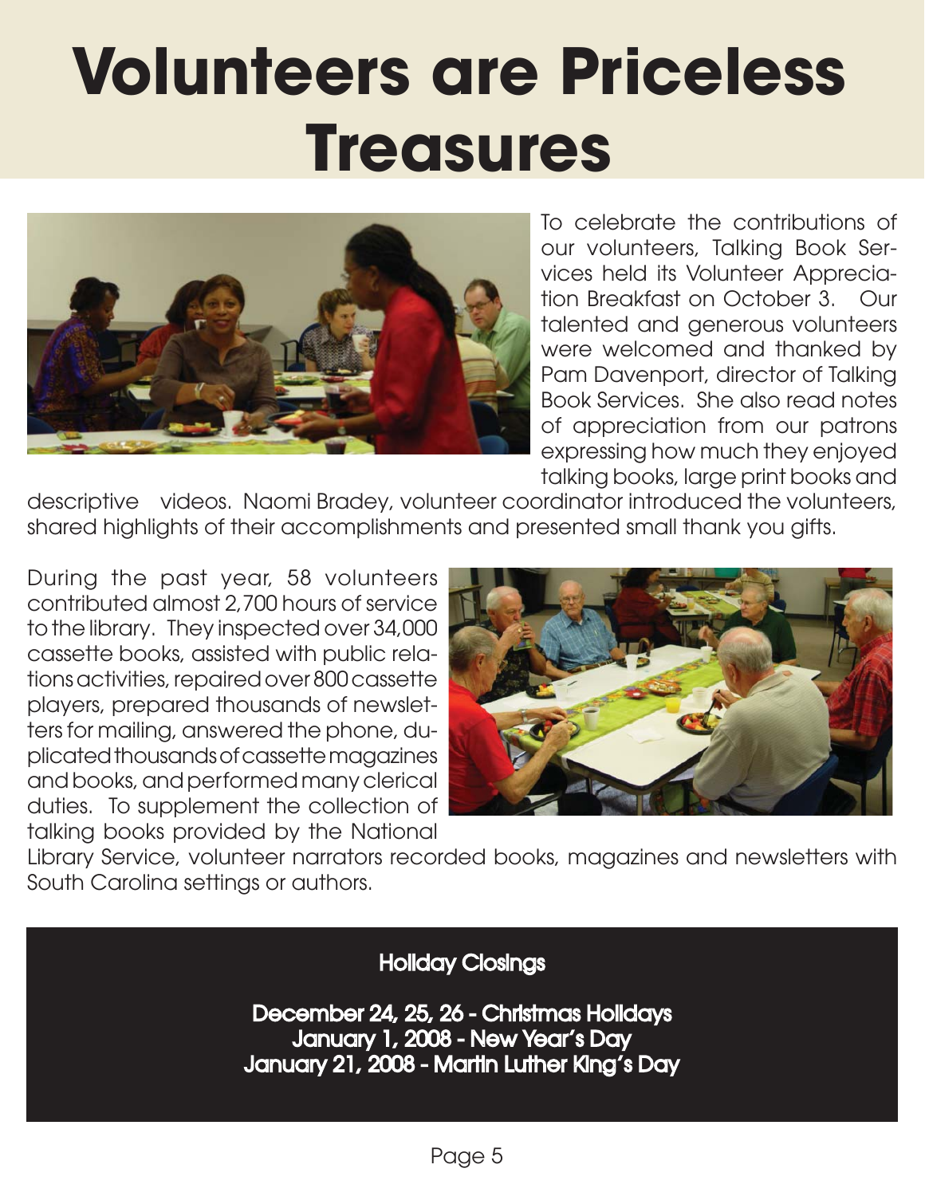# Volunteers are Priceless Treasures

To celebrate the contributions of our volunteers, Talking Book Services held its Volunteer Appreciation Breakfast on October 3. Our talented and generous volunteers were welcomed and thanked by Pam Davenport, director of Talking Book Services. She also read notes of appreciation from our patrons expressing how much they enjoyed talking books, large print books and descriptive videos. Naomi Bradey, volunteer coordinator introduced the volunteers, shared highlights of their accomplishments and presented small thank you gifts.

During the past year, 58 volunteers contributed almost 2,700 hours of service to the library. They inspected over 34,000 cassette books, assisted with public relations activities, repaired over 800 cassette players, prepared thousands of newsletters for mailing, answered the phone, duplicated thousands of cassette magazines and books, and performed many clerical duties. To supplement the collection of talking books provided by the National Library Service, volunteer narrators recorded books, magazines and newsletters with South Carolina settings or authors.

**Holiday Closings**

**December 24, 25, 26 - Christmas Holidays**
**January 1, 2008 - New Year's Day**
**January 21, 2008 - Martin Luther King's Day**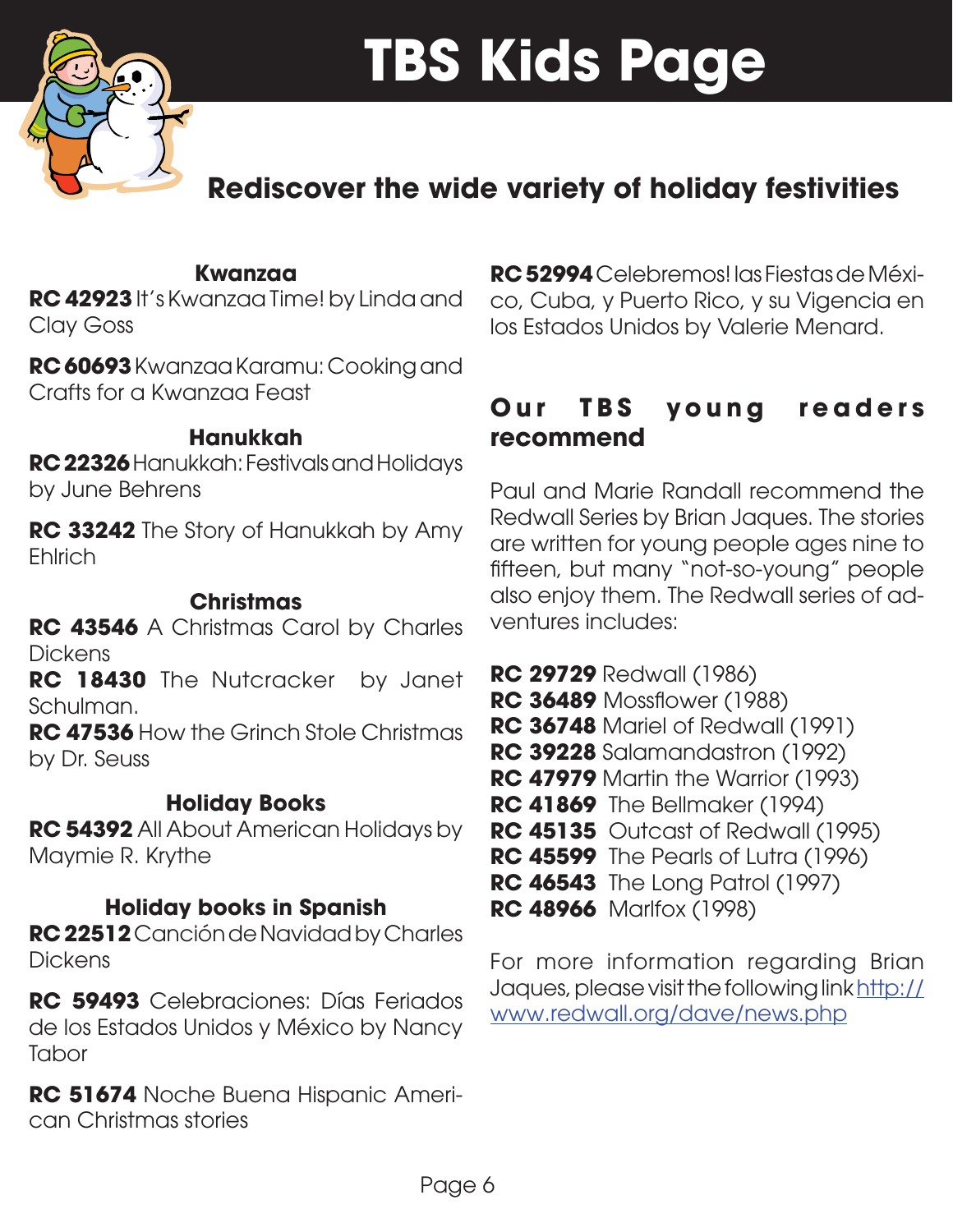# TBS Kids Page

## Rediscover the wide variety of holiday festivities

### Kwanzaa

**RC 42923** It's Kwanzaa Time! by Linda and Clay Goss

**RC 60693** Kwanzaa Karamu: Cooking and Crafts for a Kwanzaa Feast

### Hanukkah

**RC 22326** Hanukkah: Festivals and Holidays by June Behrens

**RC 33242** The Story of Hanukkah by Amy Ehlrich

### Christmas

**RC 43546** A Christmas Carol by Charles Dickens
**RC 18430** The Nutcracker by Janet Schulman.
**RC 47536** How the Grinch Stole Christmas by Dr. Seuss

### Holiday Books

**RC 54392** All About American Holidays by Maymie R. Krythe

### Holiday books in Spanish

**RC 22512** Canción de Navidad by Charles Dickens

**RC 59493** Celebraciones: Días Feriados de los Estados Unidos y México by Nancy Tabor

**RC 51674** Noche Buena Hispanic American Christmas stories

**RC 52994** Celebremos! las Fiestas de México, Cuba, y Puerto Rico, y su Vigencia en los Estados Unidos by Valerie Menard.

## Our TBS young readers recommend

Paul and Marie Randall recommend the Redwall Series by Brian Jaques. The stories are written for young people ages nine to fifteen, but many "not-so-young" people also enjoy them. The Redwall series of adventures includes:

**RC 29729** Redwall (1986)
**RC 36489** Mossflower (1988)
**RC 36748** Mariel of Redwall (1991)
**RC 39228** Salamandastron (1992)
**RC 47979** Martin the Warrior (1993)
**RC 41869** The Bellmaker (1994)
**RC 45135** Outcast of Redwall (1995)
**RC 45599** The Pearls of Lutra (1996)
**RC 46543** The Long Patrol (1997)
**RC 48966** Marlfox (1998)

For more information regarding Brian Jaques, please visit the following link http://www.redwall.org/dave/news.php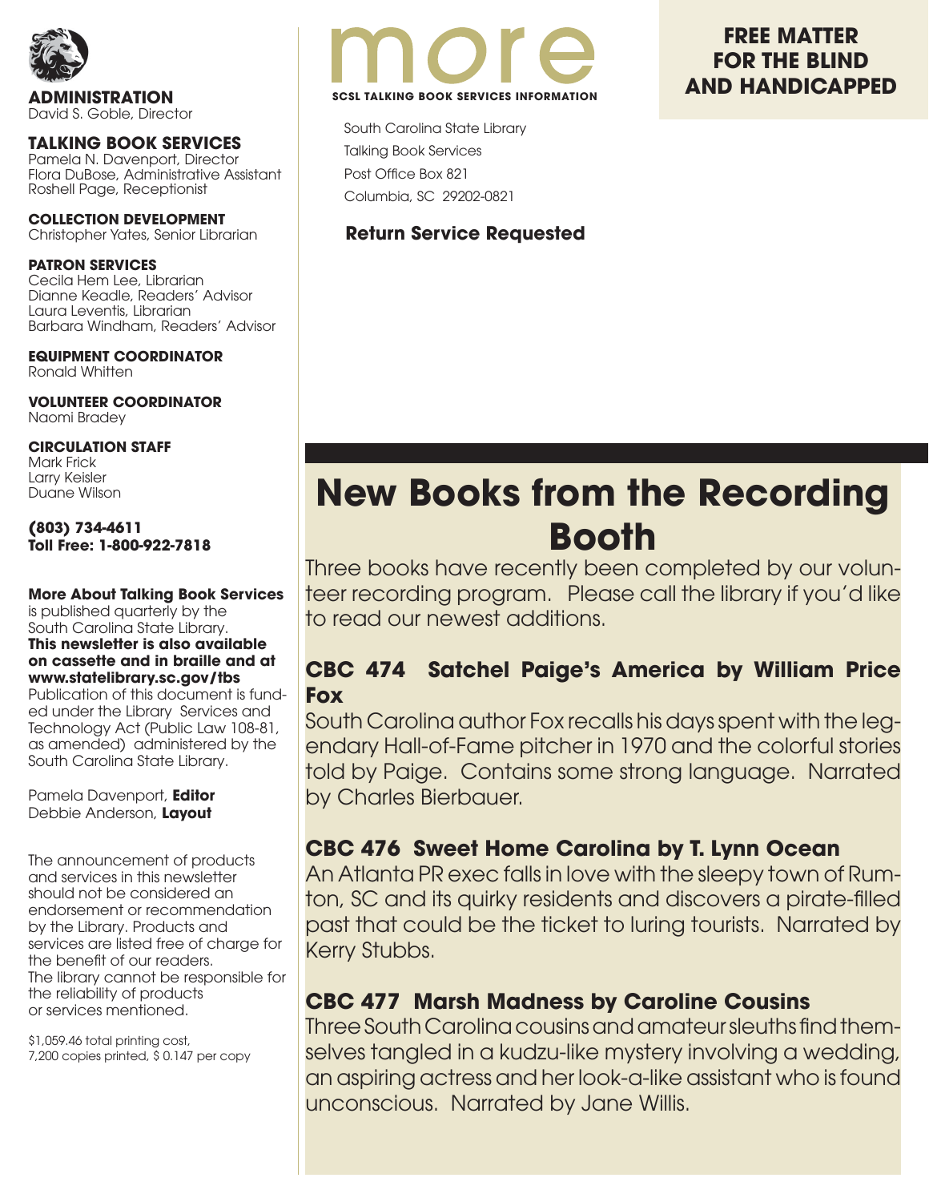**ADMINISTRATION**
David S. Goble, Director

**TALKING BOOK SERVICES**
Pamela N. Davenport, Director
Flora DuBose, Administrative Assistant
Roshell Page, Receptionist

**COLLECTION DEVELOPMENT**
Christopher Yates, Senior Librarian

**PATRON SERVICES**
Cecila Hem Lee, Librarian
Dianne Keadle, Readers' Advisor
Laura Leventis, Librarian
Barbara Windham, Readers' Advisor

**EQUIPMENT COORDINATOR**
Ronald Whitten

**VOLUNTEER COORDINATOR**
Naomi Bradey

**CIRCULATION STAFF**
Mark Frick
Larry Keisler
Duane Wilson

**(803) 734-4611**
**Toll Free: 1-800-922-7818**

**More About Talking Book Services** is published quarterly by the South Carolina State Library. **This newsletter is also available on cassette and in braille and at www.statelibrary.sc.gov/tbs** Publication of this document is funded under the Library Services and Technology Act (Public Law 108-81, as amended) administered by the South Carolina State Library.

Pamela Davenport, **Editor**
Debbie Anderson, **Layout**

The announcement of products and services in this newsletter should not be considered an endorsement or recommendation by the Library. Products and services are listed free of charge for the benefit of our readers. The library cannot be responsible for the reliability of products or services mentioned.

$1,059.46 total printing cost, 7,200 copies printed, $ 0.147 per copy

# more

**SCSL TALKING BOOK SERVICES INFORMATION**

South Carolina State Library
Talking Book Services
Post Office Box 821
Columbia, SC 29202-0821

**Return Service Requested**

**FREE MATTER FOR THE BLIND AND HANDICAPPED**

# New Books from the Recording Booth

Three books have recently been completed by our volunteer recording program. Please call the library if you'd like to read our newest additions.

### CBC 474 Satchel Paige's America by William Price Fox

South Carolina author Fox recalls his days spent with the legendary Hall-of-Fame pitcher in 1970 and the colorful stories told by Paige. Contains some strong language. Narrated by Charles Bierbauer.

### CBC 476 Sweet Home Carolina by T. Lynn Ocean

An Atlanta PR exec falls in love with the sleepy town of Rumton, SC and its quirky residents and discovers a pirate-filled past that could be the ticket to luring tourists. Narrated by Kerry Stubbs.

### CBC 477 Marsh Madness by Caroline Cousins

Three South Carolina cousins and amateur sleuths find themselves tangled in a kudzu-like mystery involving a wedding, an aspiring actress and her look-a-like assistant who is found unconscious. Narrated by Jane Willis.